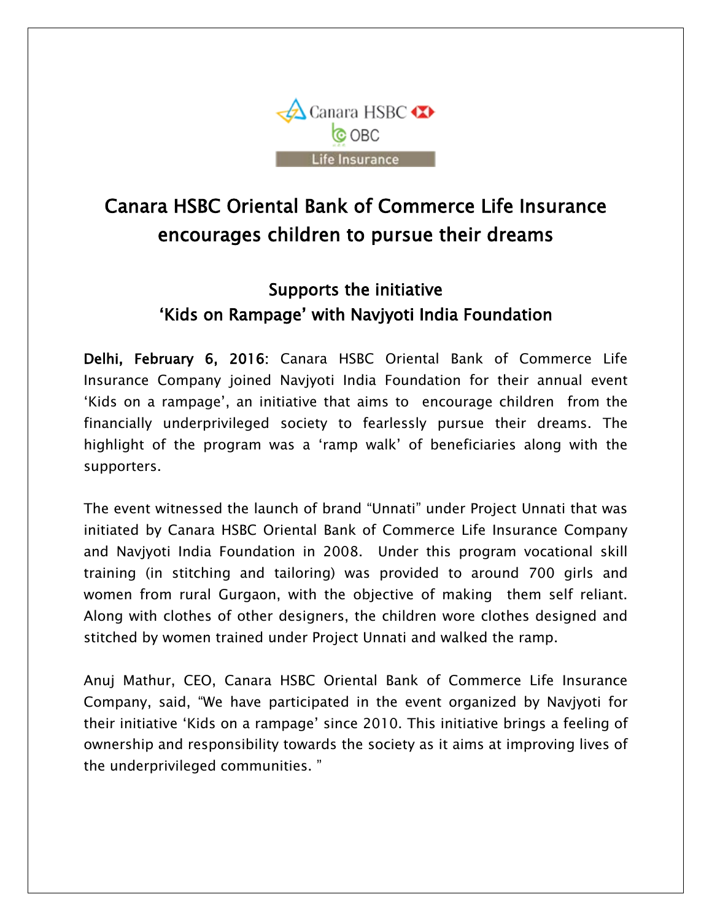Canara HSBC
OBC
Life Insurance

# Canara HSBC Oriental Bank of Commerce Life Insurance encourages children to pursue their dreams

## Supports the initiative 'Kids on Rampage' with Navjyoti India Foundation

**Delhi, February 6, 2016**: Canara HSBC Oriental Bank of Commerce Life Insurance Company joined Navjyoti India Foundation for their annual event 'Kids on a rampage', an initiative that aims to encourage children from the financially underprivileged society to fearlessly pursue their dreams. The highlight of the program was a 'ramp walk' of beneficiaries along with the supporters.

The event witnessed the launch of brand "Unnati" under Project Unnati that was initiated by Canara HSBC Oriental Bank of Commerce Life Insurance Company and Navjyoti India Foundation in 2008. Under this program vocational skill training (in stitching and tailoring) was provided to around 700 girls and women from rural Gurgaon, with the objective of making them self reliant. Along with clothes of other designers, the children wore clothes designed and stitched by women trained under Project Unnati and walked the ramp.

Anuj Mathur, CEO, Canara HSBC Oriental Bank of Commerce Life Insurance Company, said, "We have participated in the event organized by Navjyoti for their initiative 'Kids on a rampage' since 2010. This initiative brings a feeling of ownership and responsibility towards the society as it aims at improving lives of the underprivileged communities. "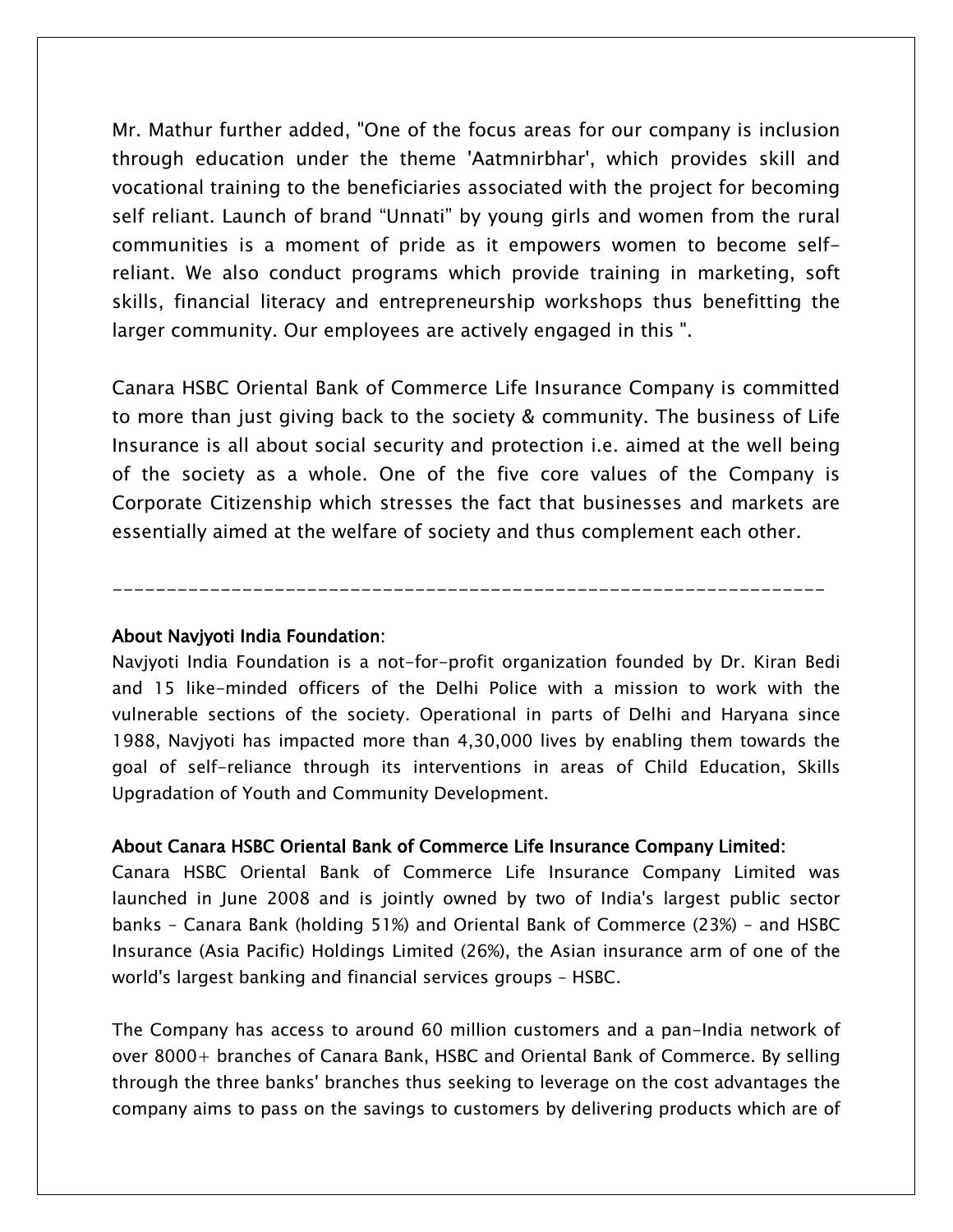Mr. Mathur further added, "One of the focus areas for our company is inclusion through education under the theme 'Aatmnirbhar', which provides skill and vocational training to the beneficiaries associated with the project for becoming self reliant. Launch of brand “Unnati” by young girls and women from the rural communities is a moment of pride as it empowers women to become self-reliant. We also conduct programs which provide training in marketing, soft skills, financial literacy and entrepreneurship workshops thus benefitting the larger community. Our employees are actively engaged in this ".

Canara HSBC Oriental Bank of Commerce Life Insurance Company is committed to more than just giving back to the society & community. The business of Life Insurance is all about social security and protection i.e. aimed at the well being of the society as a whole. One of the five core values of the Company is Corporate Citizenship which stresses the fact that businesses and markets are essentially aimed at the welfare of society and thus complement each other.

---

**About Navjyoti India Foundation**:

Navjyoti India Foundation is a not-for-profit organization founded by Dr. Kiran Bedi and 15 like-minded officers of the Delhi Police with a mission to work with the vulnerable sections of the society. Operational in parts of Delhi and Haryana since 1988, Navjyoti has impacted more than 4,30,000 lives by enabling them towards the goal of self-reliance through its interventions in areas of Child Education, Skills Upgradation of Youth and Community Development.

**About Canara HSBC Oriental Bank of Commerce Life Insurance Company Limited:**

Canara HSBC Oriental Bank of Commerce Life Insurance Company Limited was launched in June 2008 and is jointly owned by two of India's largest public sector banks – Canara Bank (holding 51%) and Oriental Bank of Commerce (23%) – and HSBC Insurance (Asia Pacific) Holdings Limited (26%), the Asian insurance arm of one of the world's largest banking and financial services groups – HSBC.

The Company has access to around 60 million customers and a pan-India network of over 8000+ branches of Canara Bank, HSBC and Oriental Bank of Commerce. By selling through the three banks' branches thus seeking to leverage on the cost advantages the company aims to pass on the savings to customers by delivering products which are of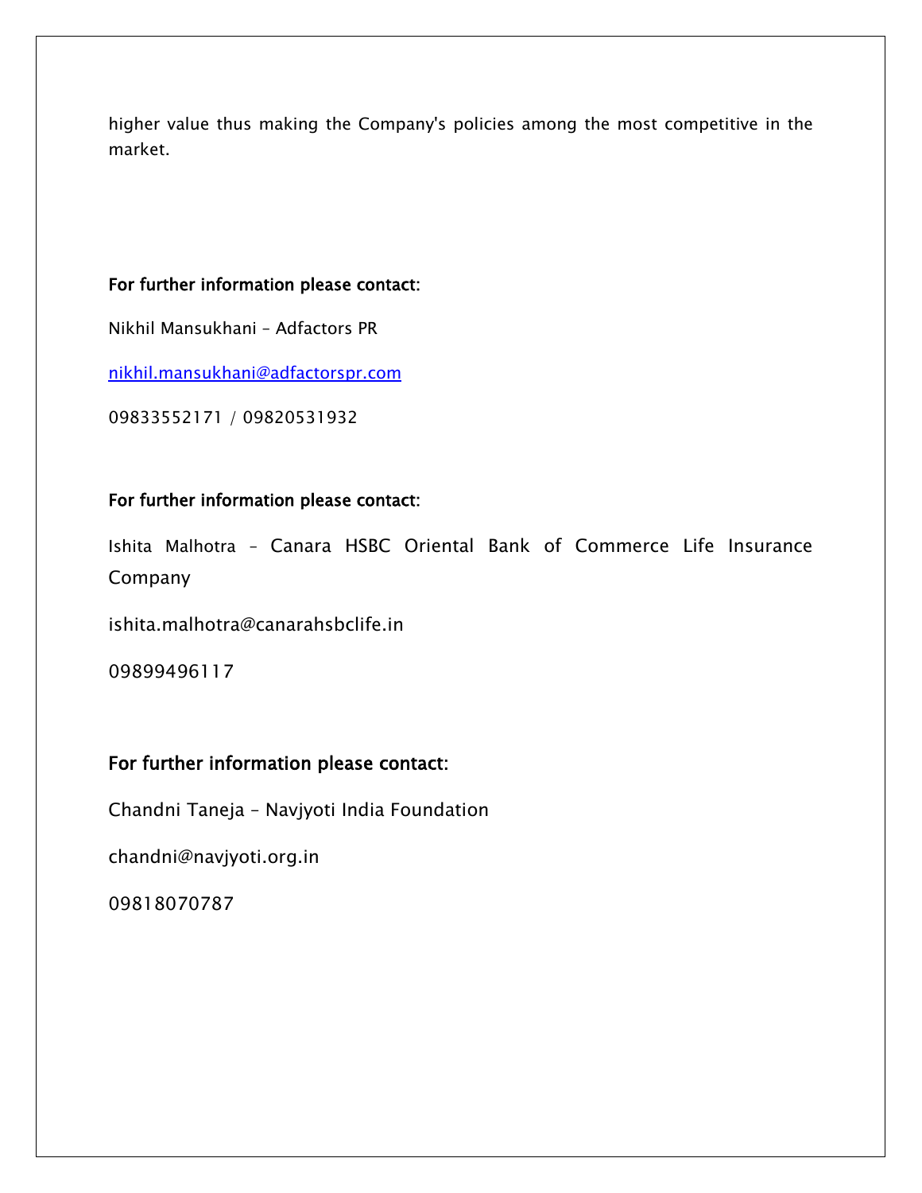higher value thus making the Company's policies among the most competitive in the market.

**For further information please contact:**

Nikhil Mansukhani – Adfactors PR

nikhil.mansukhani@adfactorspr.com

09833552171 / 09820531932

**For further information please contact:**

Ishita Malhotra – Canara HSBC Oriental Bank of Commerce Life Insurance Company

ishita.malhotra@canarahsbclife.in

09899496117

**For further information please contact:**

Chandni Taneja – Navjyoti India Foundation

chandni@navjyoti.org.in

09818070787